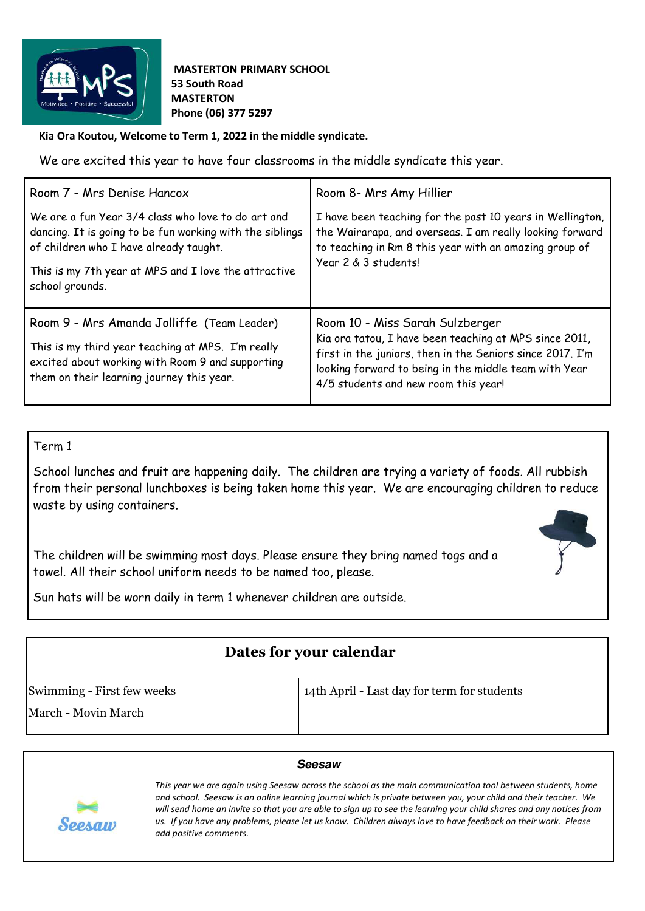**MASTERTON PRIMARY SCHOOL**
**53 South Road**
**MASTERTON**
**Phone (06) 377 5297**

**Kia Ora Koutou, Welcome to Term 1, 2022 in the middle syndicate.**

We are excited this year to have four classrooms in the middle syndicate this year.

| Room 7 - Mrs Denise Hancox | Room 8- Mrs Amy Hillier |
|---|---|
| We are a fun Year 3/4 class who love to do art and dancing. It is going to be fun working with the siblings of children who I have already taught.<br><br>This is my 7th year at MPS and I love the attractive school grounds. | I have been teaching for the past 10 years in Wellington, the Wairarapa, and overseas. I am really looking forward to teaching in Rm 8 this year with an amazing group of Year 2 & 3 students! |
| **Room 9 - Mrs Amanda Jolliffe** (Team Leader)<br><br>This is my third year teaching at MPS. I'm really excited about working with Room 9 and supporting them on their learning journey this year. | **Room 10 - Miss Sarah Sulzberger**<br>Kia ora tatou, I have been teaching at MPS since 2011, first in the juniors, then in the Seniors since 2017. I'm looking forward to being in the middle team with Year 4/5 students and new room this year! |

## Term 1

School lunches and fruit are happening daily. The children are trying a variety of foods. All rubbish from their personal lunchboxes is being taken home this year. We are encouraging children to reduce waste by using containers.

The children will be swimming most days. Please ensure they bring named togs and a towel. All their school uniform needs to be named too, please.

Sun hats will be worn daily in term 1 whenever children are outside.

## Dates for your calendar

| | |
|---|---|
| Swimming - First few weeks<br>March - Movin March | 14th April - Last day for term for students |

### *Seesaw*

*This year we are again using Seesaw across the school as the main communication tool between students, home and school. Seesaw is an online learning journal which is private between you, your child and their teacher. We will send home an invite so that you are able to sign up to see the learning your child shares and any notices from us. If you have any problems, please let us know. Children always love to have feedback on their work. Please add positive comments.*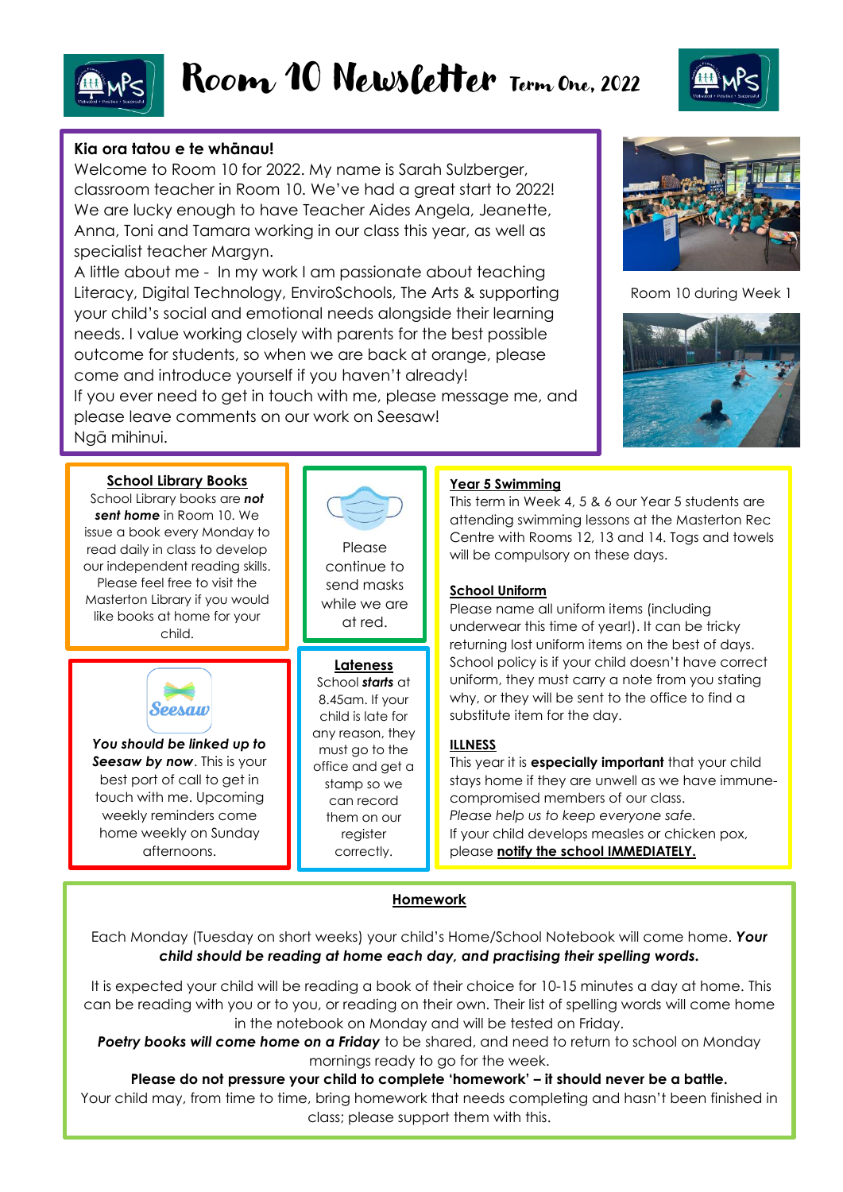# Room 10 Newsletter Term One, 2022

**Kia ora tatou e te whānau!**

Welcome to Room 10 for 2022. My name is Sarah Sulzberger, classroom teacher in Room 10. We've had a great start to 2022! We are lucky enough to have Teacher Aides Angela, Jeanette, Anna, Toni and Tamara working in our class this year, as well as specialist teacher Margyn.

A little about me - In my work I am passionate about teaching Literacy, Digital Technology, EnviroSchools, The Arts & supporting your child's social and emotional needs alongside their learning needs. I value working closely with parents for the best possible outcome for students, so when we are back at orange, please come and introduce yourself if you haven't already!

If you ever need to get in touch with me, please message me, and please leave comments on our work on Seesaw!

Ngā mihinui.

Room 10 during Week 1

## School Library Books

School Library books are ***not sent home*** in Room 10. We issue a book every Monday to read daily in class to develop our independent reading skills. Please feel free to visit the Masterton Library if you would like books at home for your child.

Please continue to send masks while we are at red.

## Seesaw

***You should be linked up to Seesaw by now***. This is your best port of call to get in touch with me. Upcoming weekly reminders come home weekly on Sunday afternoons.

## Lateness

School ***starts*** at 8.45am. If your child is late for any reason, they must go to the office and get a stamp so we can record them on our register correctly.

## Year 5 Swimming

This term in Week 4, 5 & 6 our Year 5 students are attending swimming lessons at the Masterton Rec Centre with Rooms 12, 13 and 14. Togs and towels will be compulsory on these days.

## School Uniform

Please name all uniform items (including underwear this time of year!). It can be tricky returning lost uniform items on the best of days. School policy is if your child doesn't have correct uniform, they must carry a note from you stating why, or they will be sent to the office to find a substitute item for the day.

## ILLNESS

This year it is **especially important** that your child stays home if they are unwell as we have immune-compromised members of our class.

*Please help us to keep everyone safe.*

If your child develops measles or chicken pox, please **notify the school IMMEDIATELY.**

## Homework

Each Monday (Tuesday on short weeks) your child's Home/School Notebook will come home. ***Your child should be reading at home each day, and practising their spelling words.***

It is expected your child will be reading a book of their choice for 10-15 minutes a day at home. This can be reading with you or to you, or reading on their own. Their list of spelling words will come home in the notebook on Monday and will be tested on Friday.

***Poetry books will come home on a Friday*** to be shared, and need to return to school on Monday mornings ready to go for the week.

**Please do not pressure your child to complete 'homework' – it should never be a battle.**

Your child may, from time to time, bring homework that needs completing and hasn't been finished in class; please support them with this.